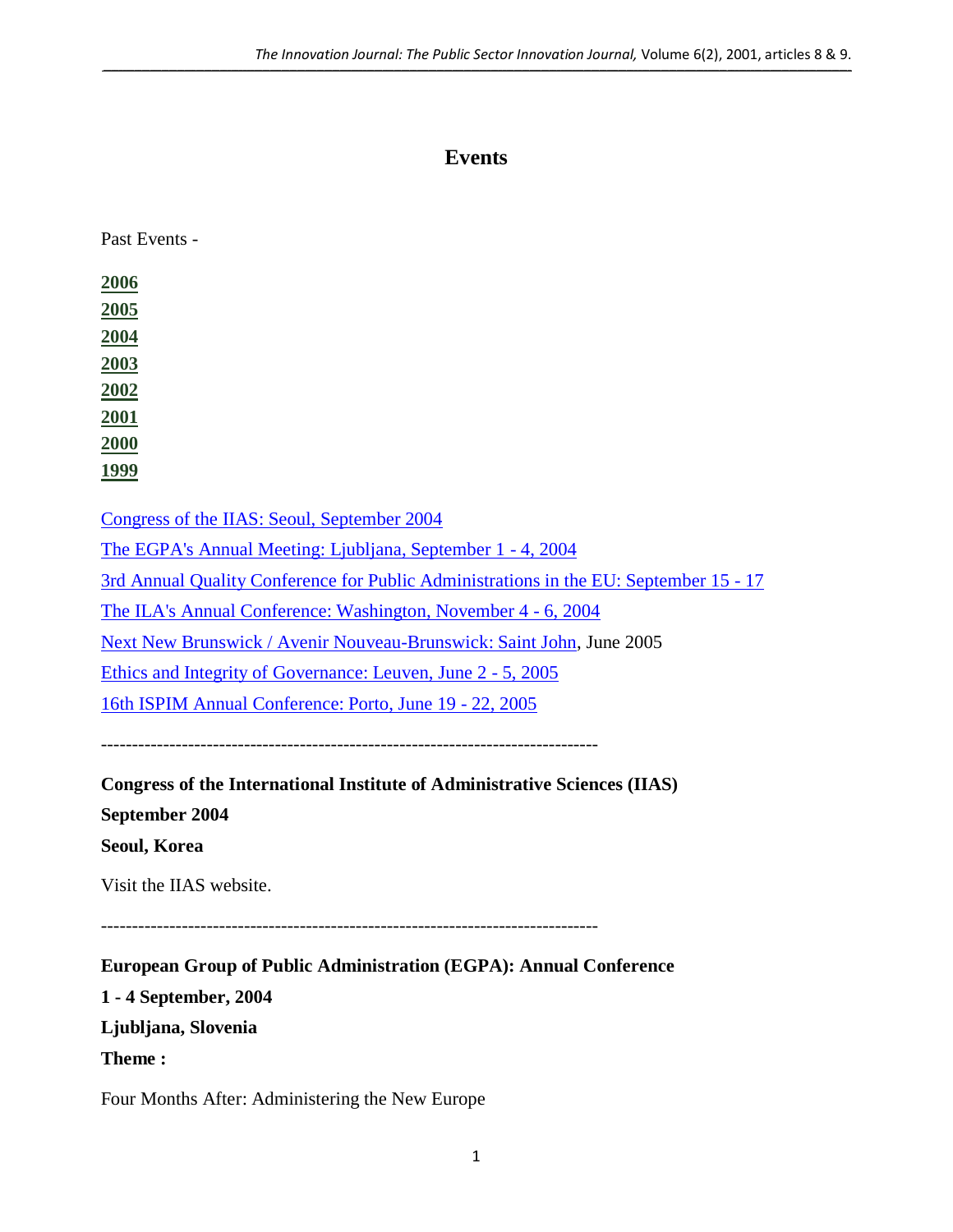# Events

Past Events -

**2006**
**2005**
**2004**
**2003**
**2002**
**2001**
**2000**
**1999**

Congress of the IIAS: Seoul, September 2004

The EGPA's Annual Meeting: Ljubljana, September 1 - 4, 2004

3rd Annual Quality Conference for Public Administrations in the EU: September 15 - 17

The ILA's Annual Conference: Washington, November 4 - 6, 2004

Next New Brunswick / Avenir Nouveau-Brunswick: Saint John, June 2005

Ethics and Integrity of Governance: Leuven, June 2 - 5, 2005

16th ISPIM Annual Conference: Porto, June 19 - 22, 2005

--------------------------------------------------------------------------------

**Congress of the International Institute of Administrative Sciences (IIAS)**

**September 2004**

**Seoul, Korea**

Visit the IIAS website.

--------------------------------------------------------------------------------

**European Group of Public Administration (EGPA): Annual Conference**

**1 - 4 September, 2004**

**Ljubljana, Slovenia**

**Theme :**

Four Months After: Administering the New Europe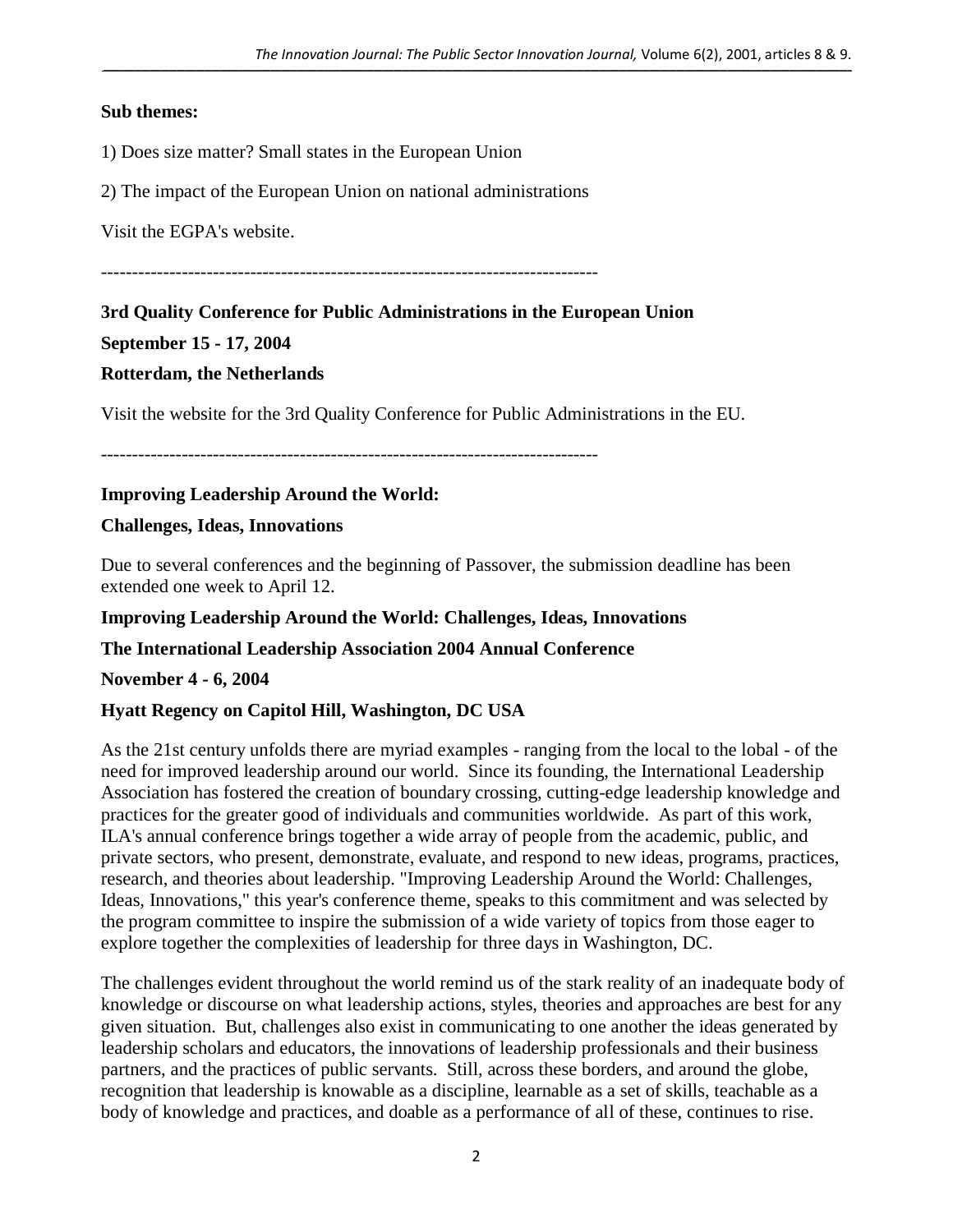**Sub themes:**

1) Does size matter? Small states in the European Union

2) The impact of the European Union on national administrations

Visit the EGPA's website.

--------------------------------------------------------------------------------

**3rd Quality Conference for Public Administrations in the European Union**

**September 15 - 17, 2004**

**Rotterdam, the Netherlands**

Visit the website for the 3rd Quality Conference for Public Administrations in the EU.

--------------------------------------------------------------------------------

**Improving Leadership Around the World:**

**Challenges, Ideas, Innovations**

Due to several conferences and the beginning of Passover, the submission deadline has been extended one week to April 12.

**Improving Leadership Around the World: Challenges, Ideas, Innovations**

**The International Leadership Association 2004 Annual Conference**

**November 4 - 6, 2004**

**Hyatt Regency on Capitol Hill, Washington, DC USA**

As the 21st century unfolds there are myriad examples - ranging from the local to the lobal - of the need for improved leadership around our world. Since its founding, the International Leadership Association has fostered the creation of boundary crossing, cutting-edge leadership knowledge and practices for the greater good of individuals and communities worldwide. As part of this work, ILA's annual conference brings together a wide array of people from the academic, public, and private sectors, who present, demonstrate, evaluate, and respond to new ideas, programs, practices, research, and theories about leadership. "Improving Leadership Around the World: Challenges, Ideas, Innovations," this year's conference theme, speaks to this commitment and was selected by the program committee to inspire the submission of a wide variety of topics from those eager to explore together the complexities of leadership for three days in Washington, DC.

The challenges evident throughout the world remind us of the stark reality of an inadequate body of knowledge or discourse on what leadership actions, styles, theories and approaches are best for any given situation. But, challenges also exist in communicating to one another the ideas generated by leadership scholars and educators, the innovations of leadership professionals and their business partners, and the practices of public servants. Still, across these borders, and around the globe, recognition that leadership is knowable as a discipline, learnable as a set of skills, teachable as a body of knowledge and practices, and doable as a performance of all of these, continues to rise.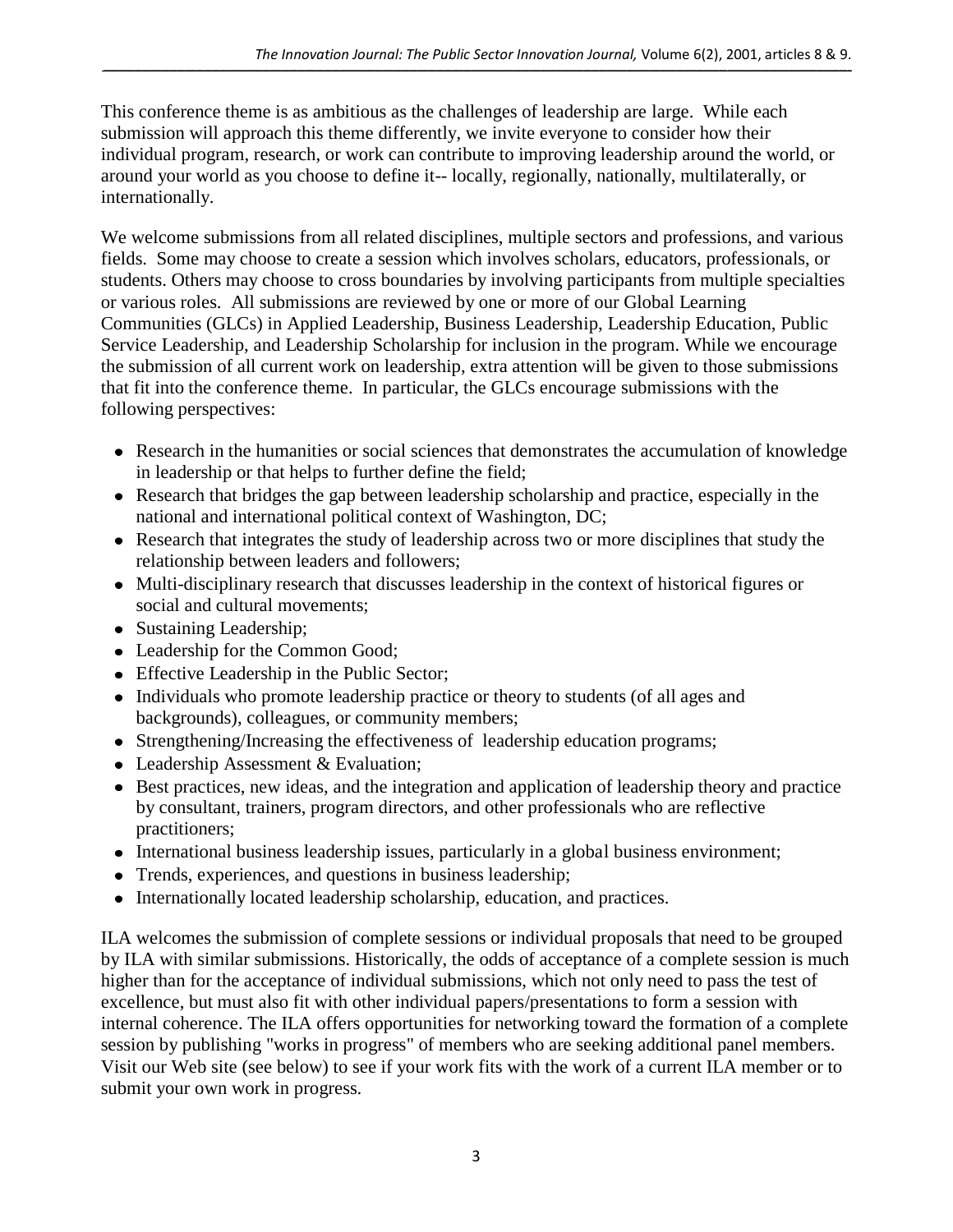This conference theme is as ambitious as the challenges of leadership are large. While each submission will approach this theme differently, we invite everyone to consider how their individual program, research, or work can contribute to improving leadership around the world, or around your world as you choose to define it-- locally, regionally, nationally, multilaterally, or internationally.

We welcome submissions from all related disciplines, multiple sectors and professions, and various fields. Some may choose to create a session which involves scholars, educators, professionals, or students. Others may choose to cross boundaries by involving participants from multiple specialties or various roles. All submissions are reviewed by one or more of our Global Learning Communities (GLCs) in Applied Leadership, Business Leadership, Leadership Education, Public Service Leadership, and Leadership Scholarship for inclusion in the program. While we encourage the submission of all current work on leadership, extra attention will be given to those submissions that fit into the conference theme. In particular, the GLCs encourage submissions with the following perspectives:

- Research in the humanities or social sciences that demonstrates the accumulation of knowledge in leadership or that helps to further define the field;
- Research that bridges the gap between leadership scholarship and practice, especially in the national and international political context of Washington, DC;
- Research that integrates the study of leadership across two or more disciplines that study the relationship between leaders and followers;
- Multi-disciplinary research that discusses leadership in the context of historical figures or social and cultural movements;
- Sustaining Leadership;
- Leadership for the Common Good;
- Effective Leadership in the Public Sector;
- Individuals who promote leadership practice or theory to students (of all ages and backgrounds), colleagues, or community members;
- Strengthening/Increasing the effectiveness of leadership education programs;
- Leadership Assessment & Evaluation;
- Best practices, new ideas, and the integration and application of leadership theory and practice by consultant, trainers, program directors, and other professionals who are reflective practitioners;
- International business leadership issues, particularly in a global business environment;
- Trends, experiences, and questions in business leadership;
- Internationally located leadership scholarship, education, and practices.

ILA welcomes the submission of complete sessions or individual proposals that need to be grouped by ILA with similar submissions. Historically, the odds of acceptance of a complete session is much higher than for the acceptance of individual submissions, which not only need to pass the test of excellence, but must also fit with other individual papers/presentations to form a session with internal coherence. The ILA offers opportunities for networking toward the formation of a complete session by publishing "works in progress" of members who are seeking additional panel members. Visit our Web site (see below) to see if your work fits with the work of a current ILA member or to submit your own work in progress.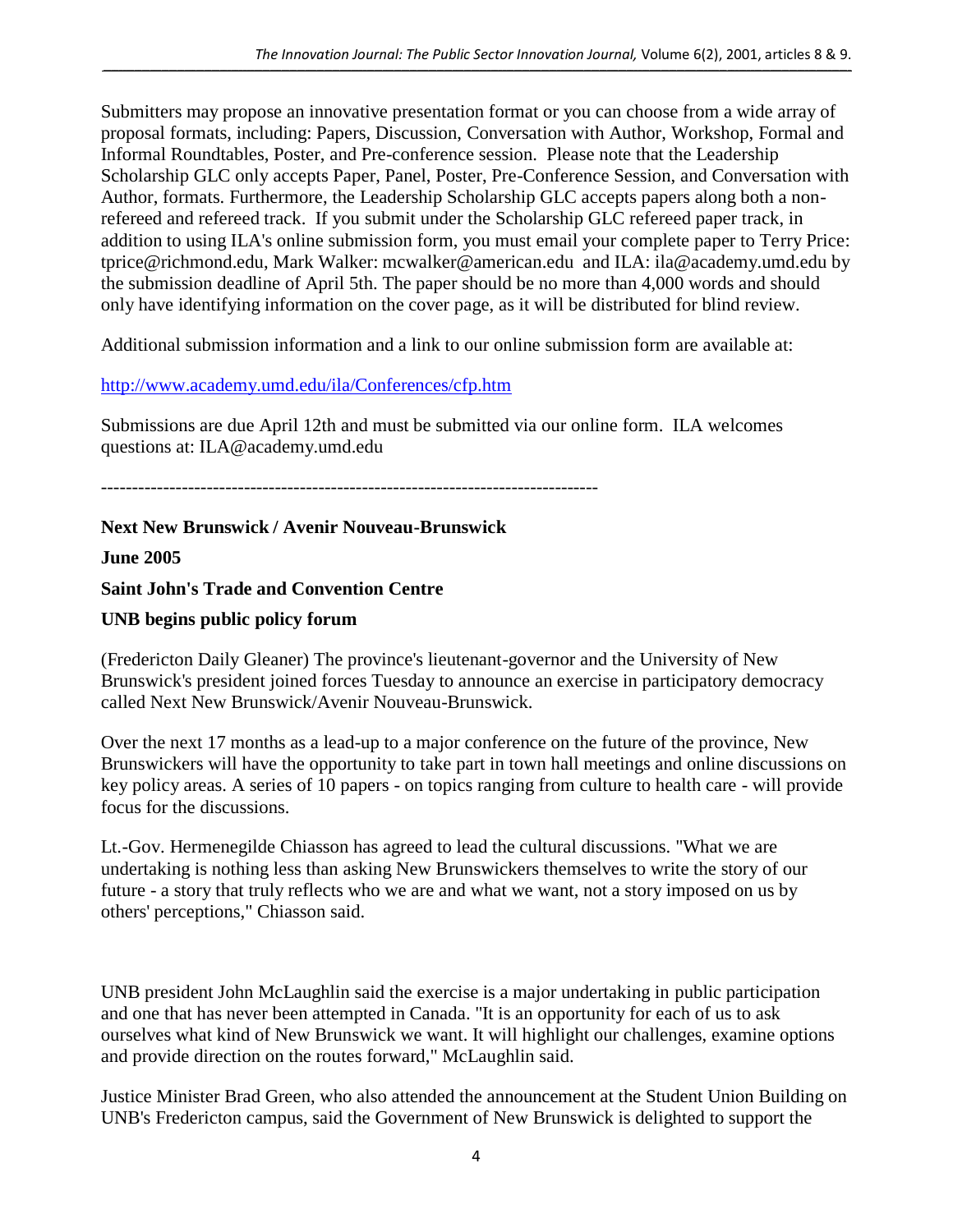Submitters may propose an innovative presentation format or you can choose from a wide array of proposal formats, including: Papers, Discussion, Conversation with Author, Workshop, Formal and Informal Roundtables, Poster, and Pre-conference session. Please note that the Leadership Scholarship GLC only accepts Paper, Panel, Poster, Pre-Conference Session, and Conversation with Author, formats. Furthermore, the Leadership Scholarship GLC accepts papers along both a non-refereed and refereed track. If you submit under the Scholarship GLC refereed paper track, in addition to using ILA's online submission form, you must email your complete paper to Terry Price: tprice@richmond.edu, Mark Walker: mcwalker@american.edu and ILA: ila@academy.umd.edu by the submission deadline of April 5th. The paper should be no more than 4,000 words and should only have identifying information on the cover page, as it will be distributed for blind review.

Additional submission information and a link to our online submission form are available at:

http://www.academy.umd.edu/ila/Conferences/cfp.htm

Submissions are due April 12th and must be submitted via our online form. ILA welcomes questions at: ILA@academy.umd.edu

--------------------------------------------------------------------------------

**Next New Brunswick / Avenir Nouveau-Brunswick**

**June 2005**

**Saint John's Trade and Convention Centre**

**UNB begins public policy forum**

(Fredericton Daily Gleaner) The province's lieutenant-governor and the University of New Brunswick's president joined forces Tuesday to announce an exercise in participatory democracy called Next New Brunswick/Avenir Nouveau-Brunswick.

Over the next 17 months as a lead-up to a major conference on the future of the province, New Brunswickers will have the opportunity to take part in town hall meetings and online discussions on key policy areas. A series of 10 papers - on topics ranging from culture to health care - will provide focus for the discussions.

Lt.-Gov. Hermenegilde Chiasson has agreed to lead the cultural discussions. "What we are undertaking is nothing less than asking New Brunswickers themselves to write the story of our future - a story that truly reflects who we are and what we want, not a story imposed on us by others' perceptions," Chiasson said.

UNB president John McLaughlin said the exercise is a major undertaking in public participation and one that has never been attempted in Canada. "It is an opportunity for each of us to ask ourselves what kind of New Brunswick we want. It will highlight our challenges, examine options and provide direction on the routes forward," McLaughlin said.

Justice Minister Brad Green, who also attended the announcement at the Student Union Building on UNB's Fredericton campus, said the Government of New Brunswick is delighted to support the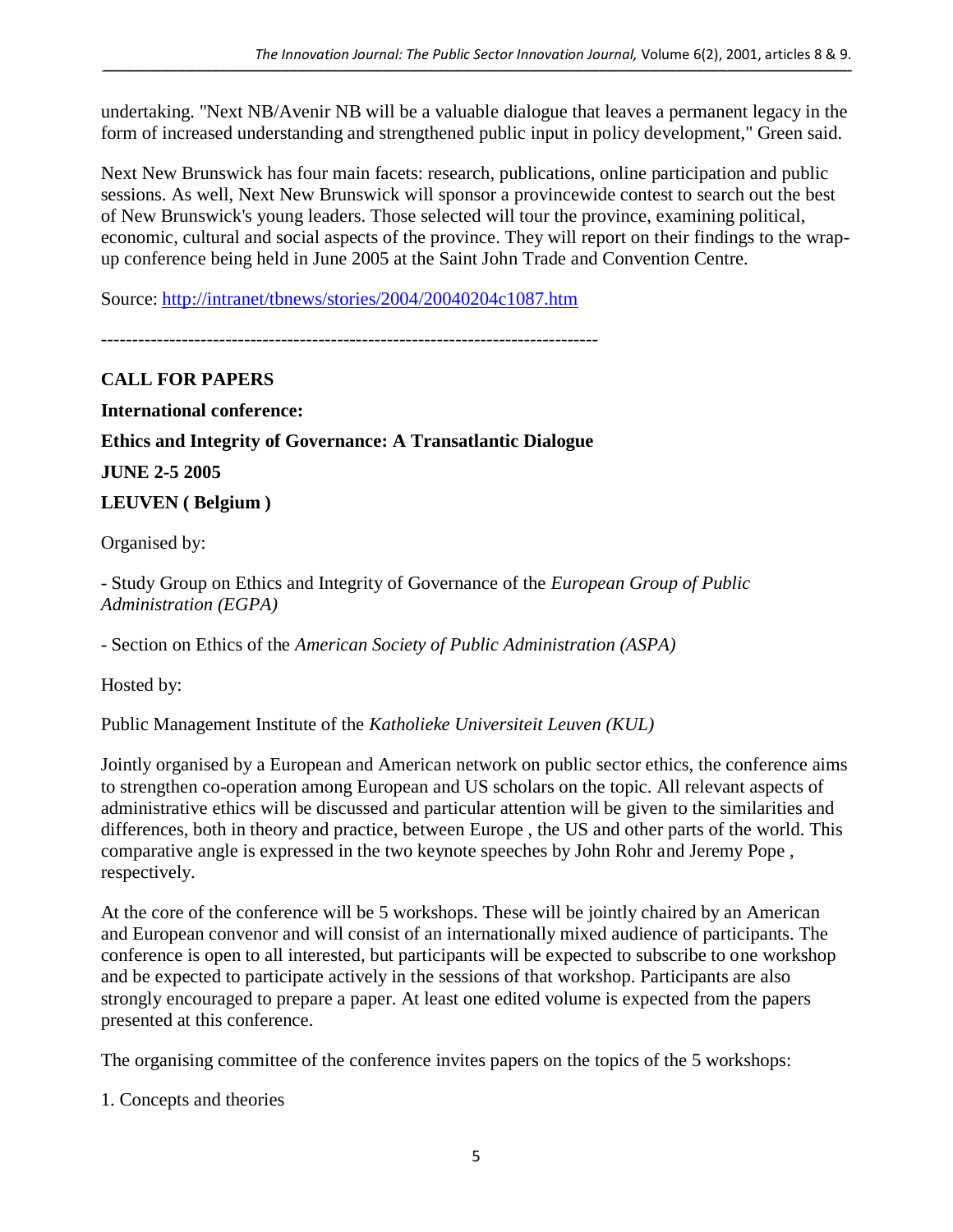undertaking. "Next NB/Avenir NB will be a valuable dialogue that leaves a permanent legacy in the form of increased understanding and strengthened public input in policy development," Green said.

Next New Brunswick has four main facets: research, publications, online participation and public sessions. As well, Next New Brunswick will sponsor a provincewide contest to search out the best of New Brunswick's young leaders. Those selected will tour the province, examining political, economic, cultural and social aspects of the province. They will report on their findings to the wrap-up conference being held in June 2005 at the Saint John Trade and Convention Centre.

Source: [http://intranet/tbnews/stories/2004/20040204c1087.htm](http://intranet/tbnews/stories/2004/20040204c1087.htm)

--------------------------------------------------------------------------------

**CALL FOR PAPERS**

**International conference:**

**Ethics and Integrity of Governance: A Transatlantic Dialogue**

**JUNE 2-5 2005**

**LEUVEN ( Belgium )**

Organised by:

- Study Group on Ethics and Integrity of Governance of the *European Group of Public Administration (EGPA)*

- Section on Ethics of the *American Society of Public Administration (ASPA)*

Hosted by:

Public Management Institute of the *Katholieke Universiteit Leuven (KUL)*

Jointly organised by a European and American network on public sector ethics, the conference aims to strengthen co-operation among European and US scholars on the topic. All relevant aspects of administrative ethics will be discussed and particular attention will be given to the similarities and differences, both in theory and practice, between Europe , the US and other parts of the world. This comparative angle is expressed in the two keynote speeches by John Rohr and Jeremy Pope , respectively.

At the core of the conference will be 5 workshops. These will be jointly chaired by an American and European convenor and will consist of an internationally mixed audience of participants. The conference is open to all interested, but participants will be expected to subscribe to one workshop and be expected to participate actively in the sessions of that workshop. Participants are also strongly encouraged to prepare a paper. At least one edited volume is expected from the papers presented at this conference.

The organising committee of the conference invites papers on the topics of the 5 workshops:

1. Concepts and theories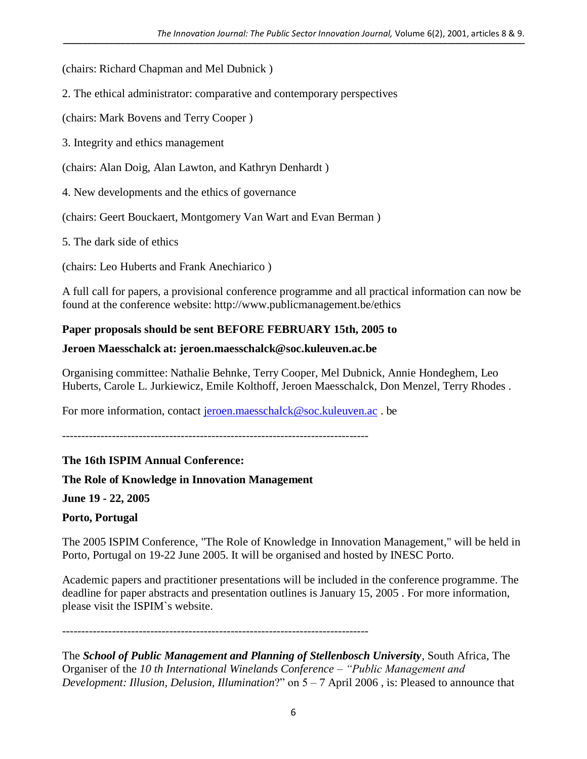(chairs: Richard Chapman and Mel Dubnick )

2. The ethical administrator: comparative and contemporary perspectives

(chairs: Mark Bovens and Terry Cooper )

3. Integrity and ethics management

(chairs: Alan Doig, Alan Lawton, and Kathryn Denhardt )

4. New developments and the ethics of governance

(chairs: Geert Bouckaert, Montgomery Van Wart and Evan Berman )

5. The dark side of ethics

(chairs: Leo Huberts and Frank Anechiarico )

A full call for papers, a provisional conference programme and all practical information can now be found at the conference website: http://www.publicmanagement.be/ethics

**Paper proposals should be sent BEFORE FEBRUARY 15th, 2005 to**

**Jeroen Maesschalck at: jeroen.maesschalck@soc.kuleuven.ac.be**

Organising committee: Nathalie Behnke, Terry Cooper, Mel Dubnick, Annie Hondeghem, Leo Huberts, Carole L. Jurkiewicz, Emile Kolthoff, Jeroen Maesschalck, Don Menzel, Terry Rhodes .

For more information, contact jeroen.maesschalck@soc.kuleuven.ac . be

--------------------------------------------------------------------------------

**The 16th ISPIM Annual Conference:**

**The Role of Knowledge in Innovation Management**

**June 19 - 22, 2005**

**Porto, Portugal**

The 2005 ISPIM Conference, "The Role of Knowledge in Innovation Management," will be held in Porto, Portugal on 19-22 June 2005. It will be organised and hosted by INESC Porto.

Academic papers and practitioner presentations will be included in the conference programme. The deadline for paper abstracts and presentation outlines is January 15, 2005 . For more information, please visit the ISPIM`s website.

--------------------------------------------------------------------------------

The ***School of Public Management and Planning of Stellenbosch University***, South Africa, The Organiser of the *10 th International Winelands Conference – "Public Management and Development: Illusion, Delusion, Illumination*?" on 5 – 7 April 2006 , is: Pleased to announce that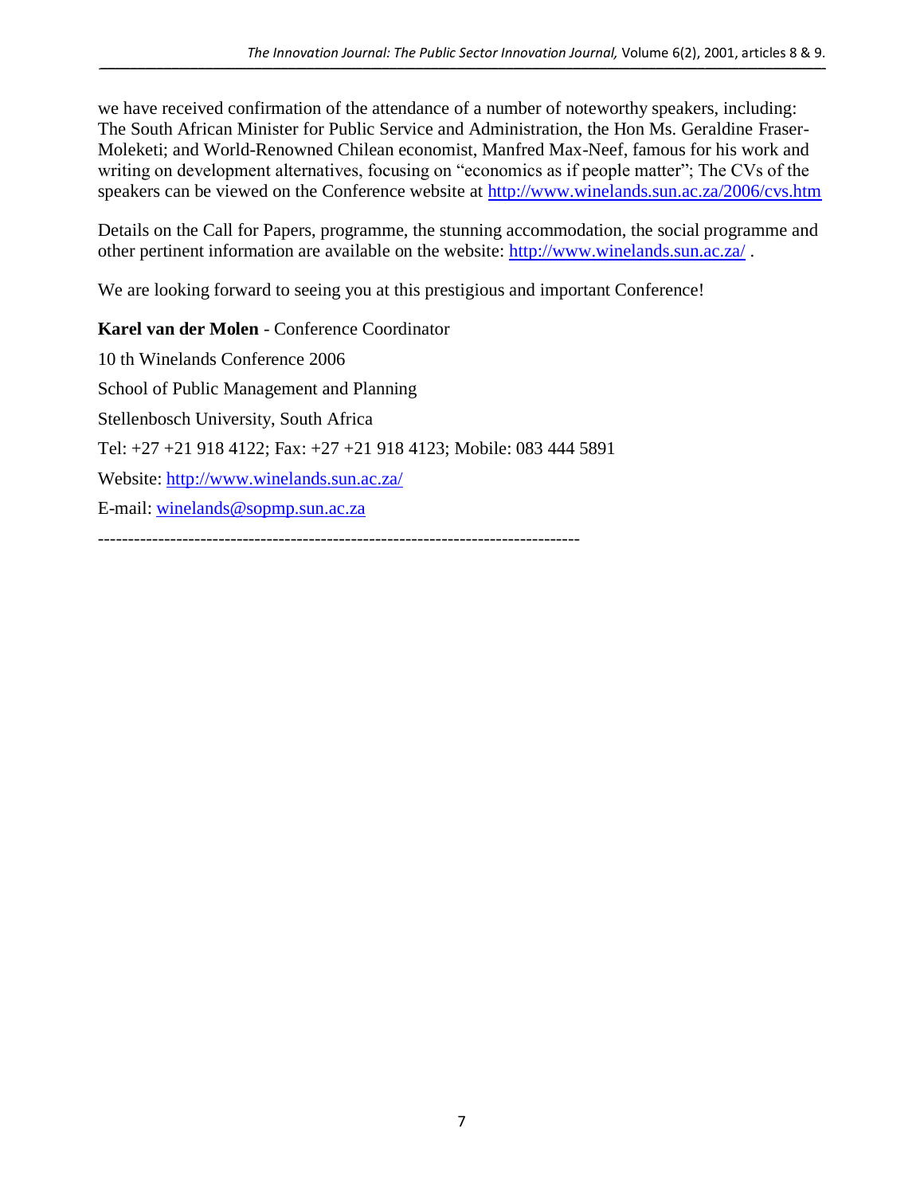we have received confirmation of the attendance of a number of noteworthy speakers, including: The South African Minister for Public Service and Administration, the Hon Ms. Geraldine Fraser-Moleketi; and World-Renowned Chilean economist, Manfred Max-Neef, famous for his work and writing on development alternatives, focusing on "economics as if people matter"; The CVs of the speakers can be viewed on the Conference website at http://www.winelands.sun.ac.za/2006/cvs.htm

Details on the Call for Papers, programme, the stunning accommodation, the social programme and other pertinent information are available on the website: http://www.winelands.sun.ac.za/ .

We are looking forward to seeing you at this prestigious and important Conference!

**Karel van der Molen** - Conference Coordinator

10 th Winelands Conference 2006

School of Public Management and Planning

Stellenbosch University, South Africa

Tel: +27 +21 918 4122; Fax: +27 +21 918 4123; Mobile: 083 444 5891

Website: http://www.winelands.sun.ac.za/

E-mail: winelands@sopmp.sun.ac.za

--------------------------------------------------------------------------------